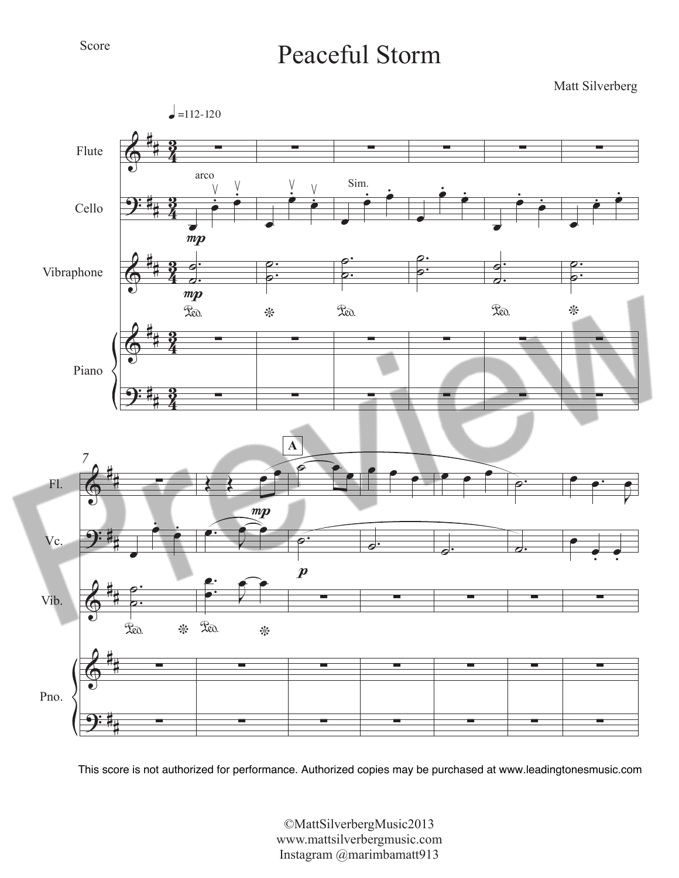Score

# Peaceful Storm

Matt Silverberg

This score is not authorized for performance. Authorized copies may be purchased at www.leadingtonesmusic.com

©MattSilverbergMusic2013
www.mattsilverbergmusic.com
Instagram @marimbamatt913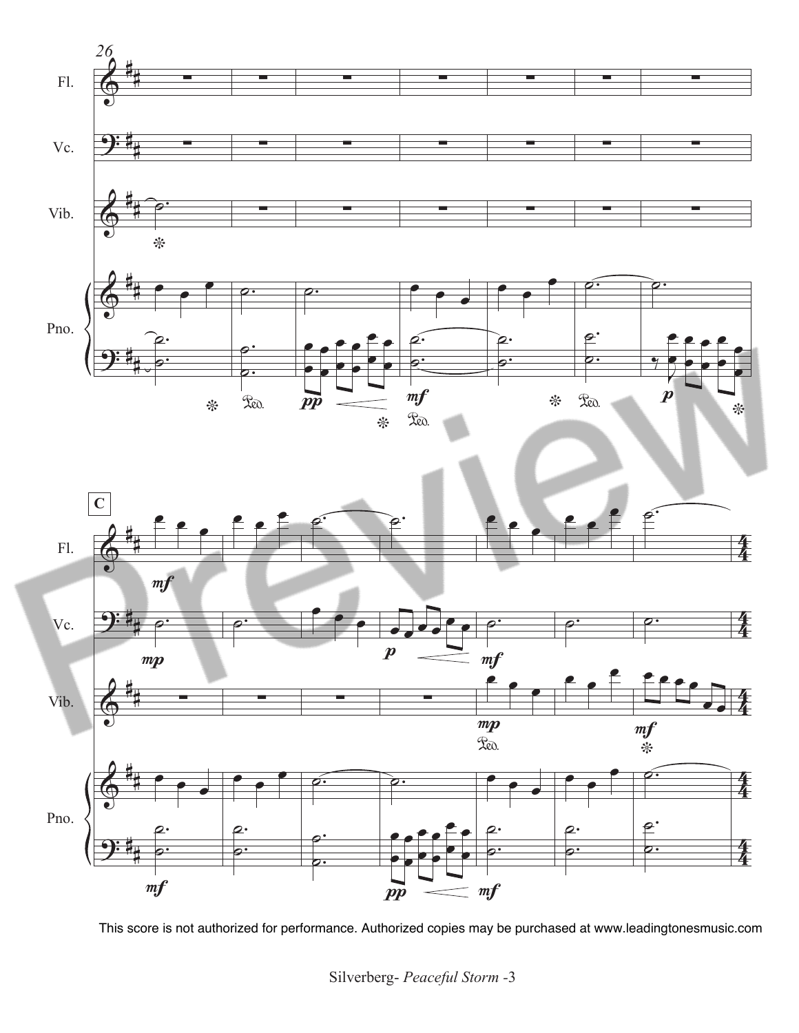This score is not authorized for performance. Authorized copies may be purchased at www.leadingtonesmusic.com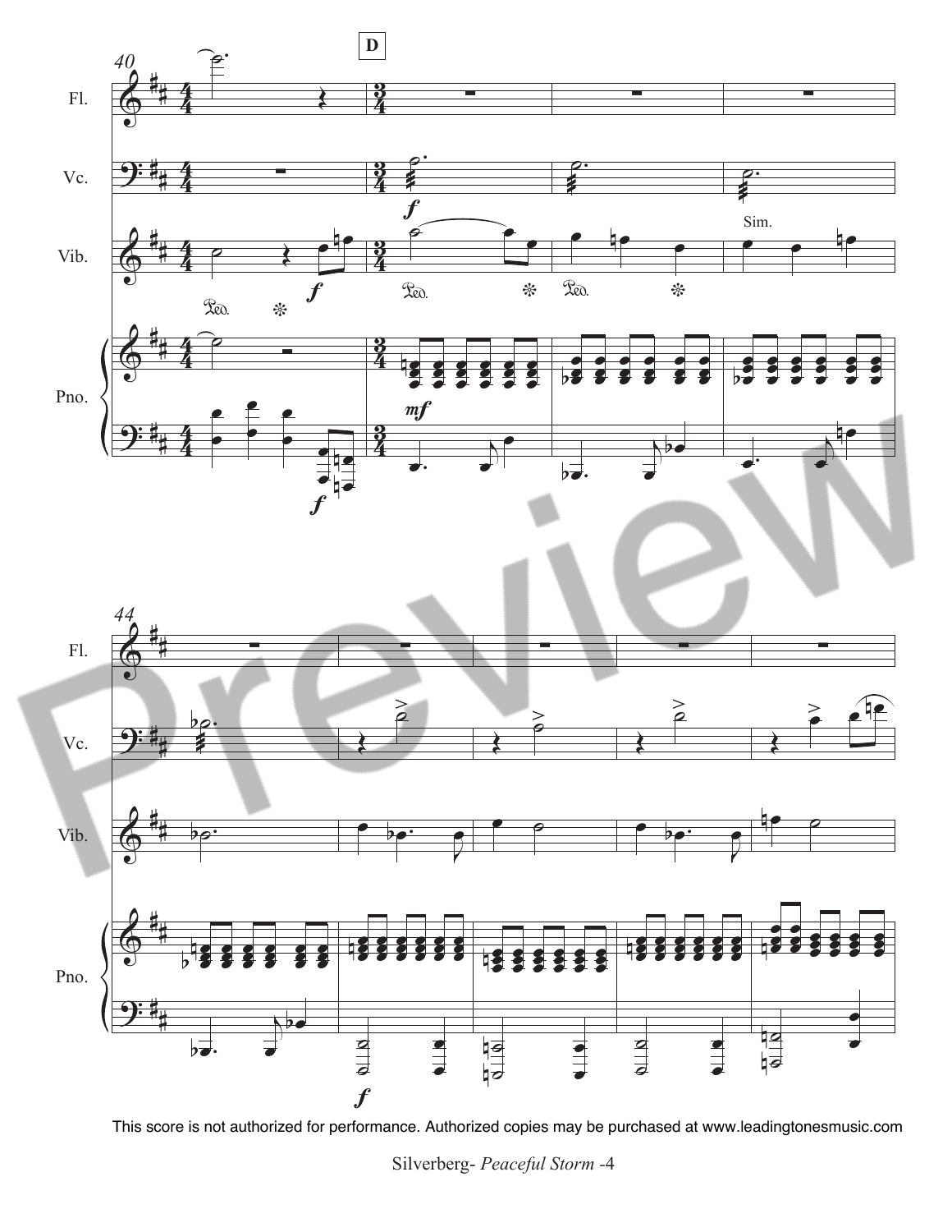This score is not authorized for performance. Authorized copies may be purchased at www.leadingtonesmusic.com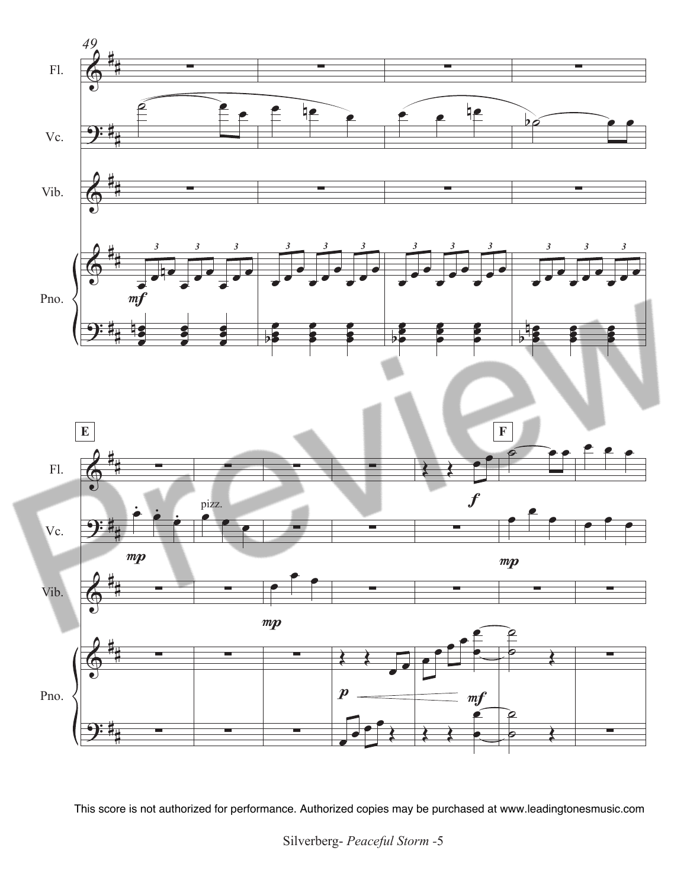This score is not authorized for performance. Authorized copies may be purchased at www.leadingtonesmusic.com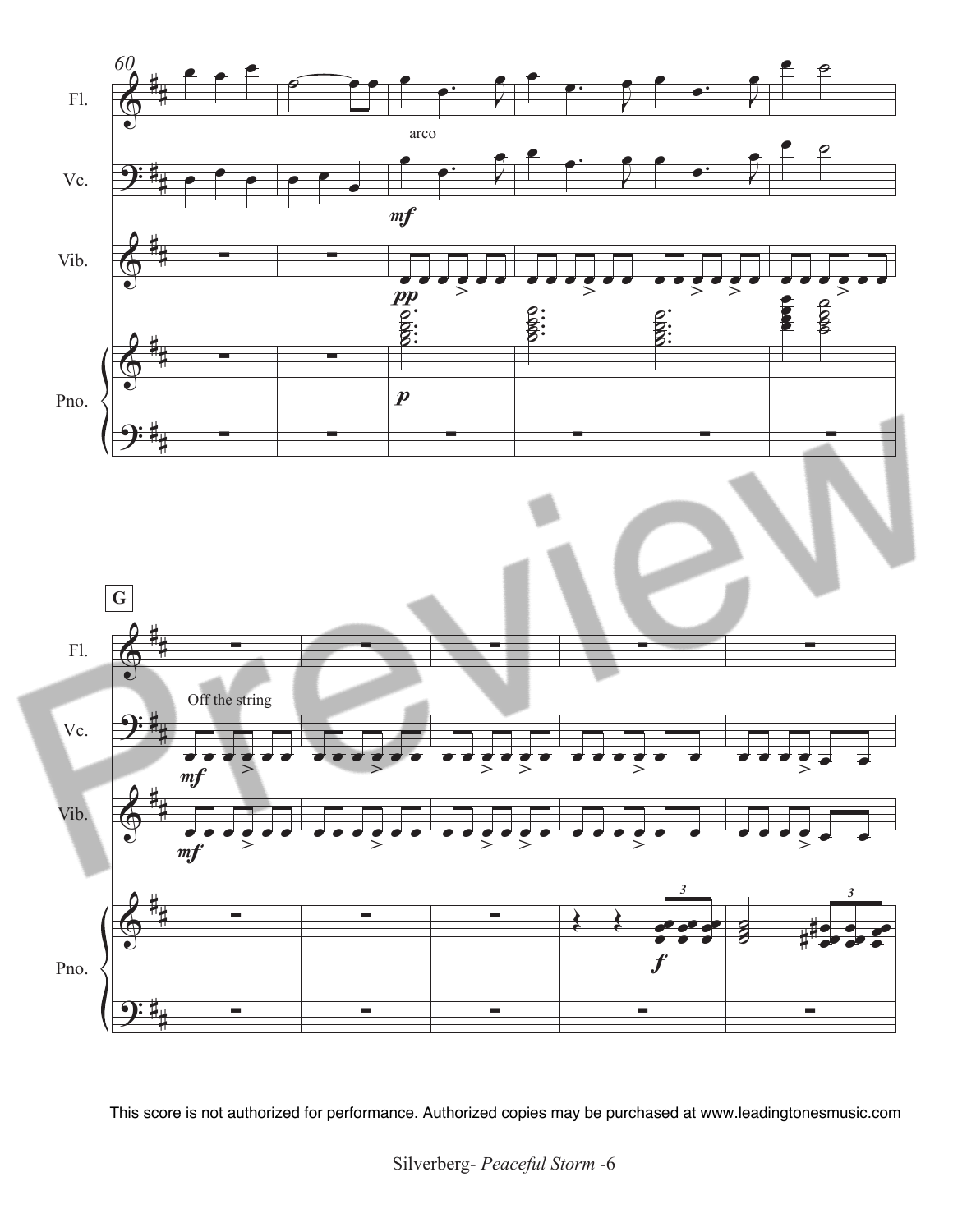60

Fl.

Vc.

arco

*mf*

Vib.

*pp*

Pno.

*p*

**G**

Fl.

Vc.

Off the string

*mf*

Vib.

*mf*

Pno.

*f*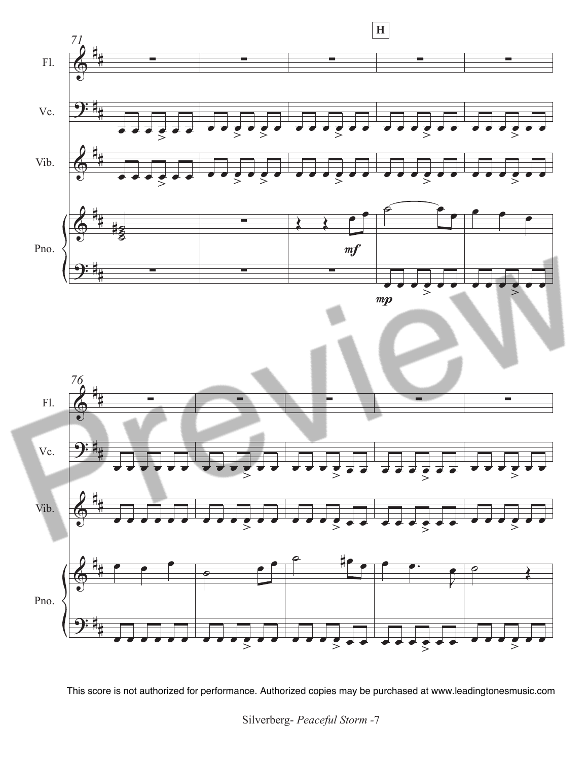This score is not authorized for performance. Authorized copies may be purchased at www.leadingtonesmusic.com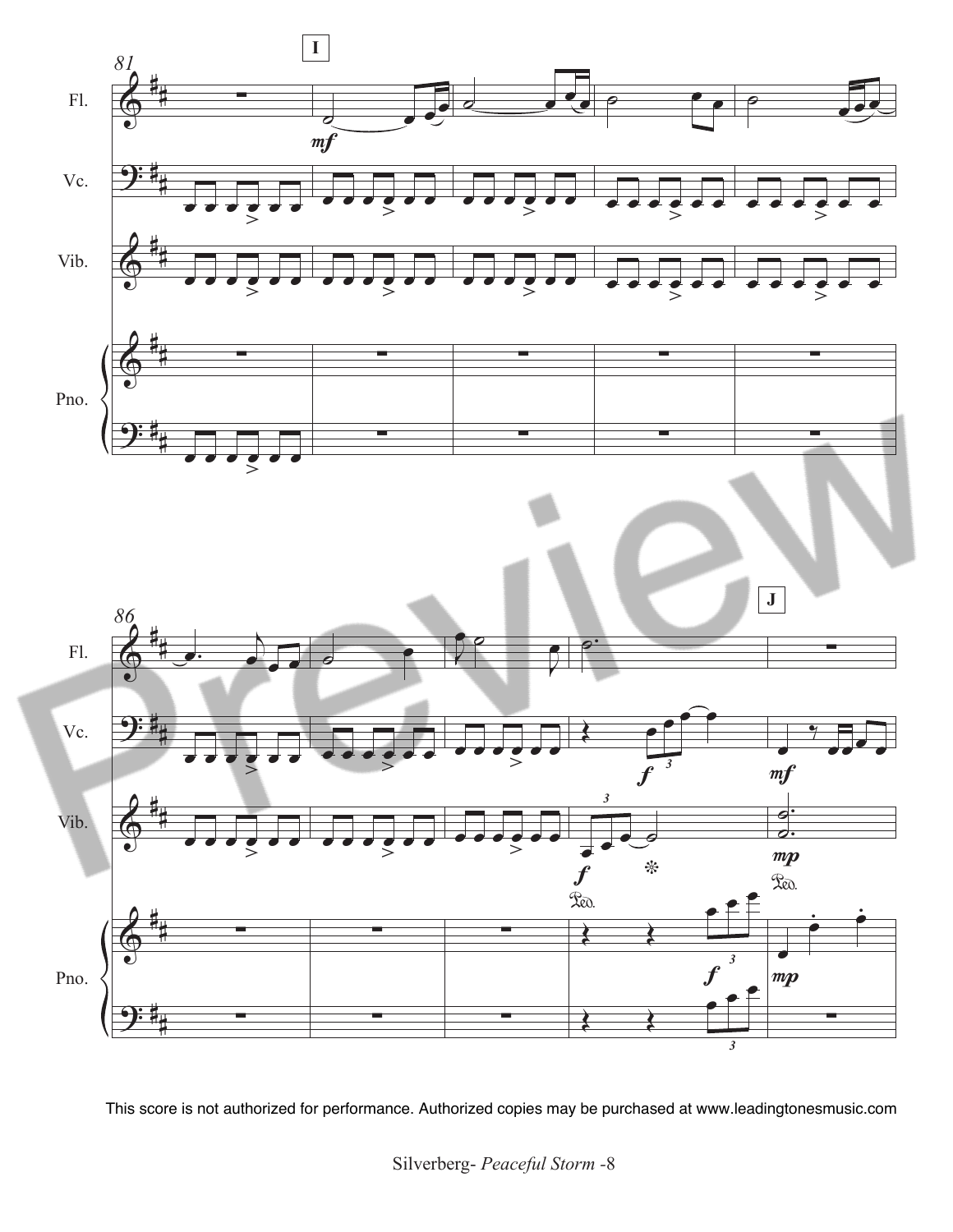This score is not authorized for performance. Authorized copies may be purchased at www.leadingtonesmusic.com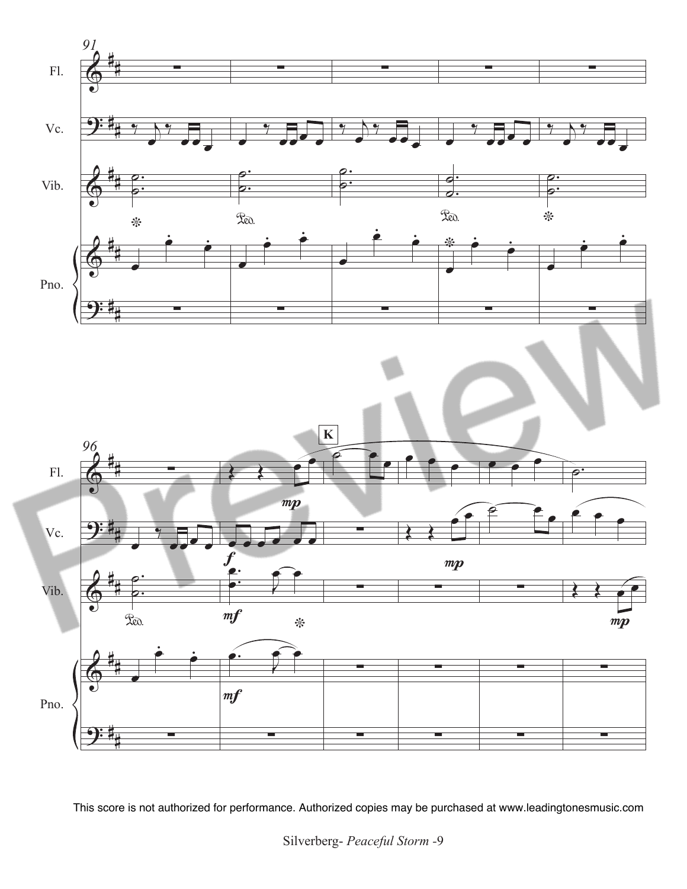This score is not authorized for performance. Authorized copies may be purchased at www.leadingtonesmusic.com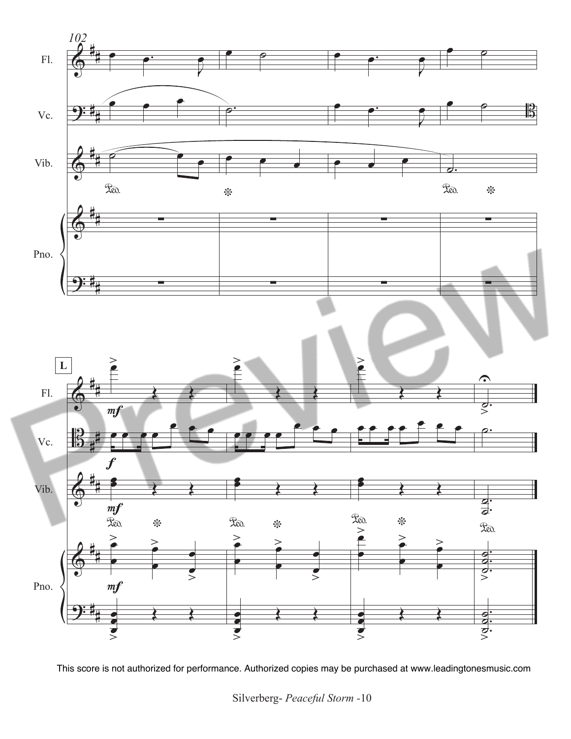This score is not authorized for performance. Authorized copies may be purchased at www.leadingtonesmusic.com